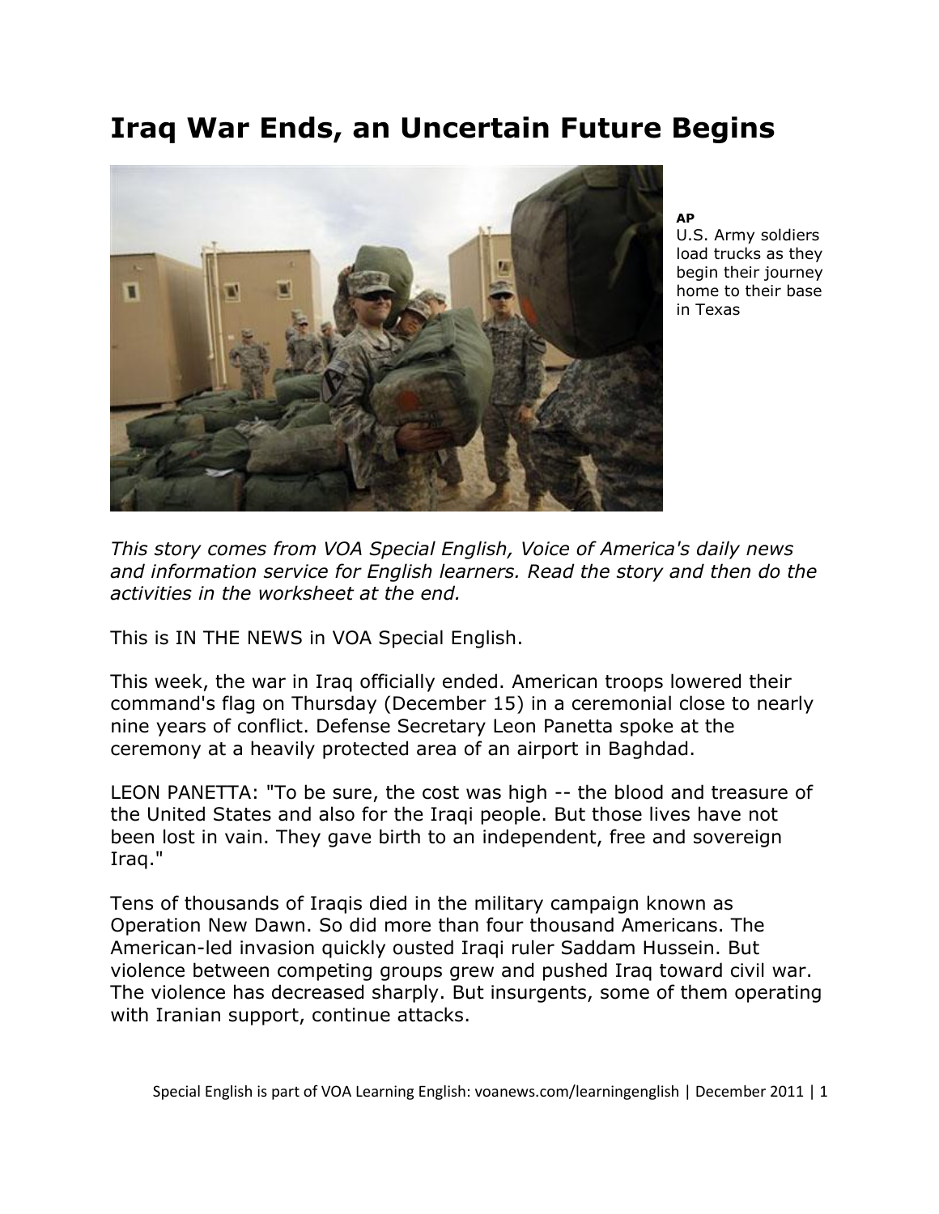# Iraq War Ends, an Uncertain Future Begins

**AP**
U.S. Army soldiers load trucks as they begin their journey home to their base in Texas

*This story comes from VOA Special English, Voice of America's daily news and information service for English learners. Read the story and then do the activities in the worksheet at the end.*

This is IN THE NEWS in VOA Special English.

This week, the war in Iraq officially ended. American troops lowered their command's flag on Thursday (December 15) in a ceremonial close to nearly nine years of conflict. Defense Secretary Leon Panetta spoke at the ceremony at a heavily protected area of an airport in Baghdad.

LEON PANETTA: "To be sure, the cost was high -- the blood and treasure of the United States and also for the Iraqi people. But those lives have not been lost in vain. They gave birth to an independent, free and sovereign Iraq."

Tens of thousands of Iraqis died in the military campaign known as Operation New Dawn. So did more than four thousand Americans. The American-led invasion quickly ousted Iraqi ruler Saddam Hussein. But violence between competing groups grew and pushed Iraq toward civil war. The violence has decreased sharply. But insurgents, some of them operating with Iranian support, continue attacks.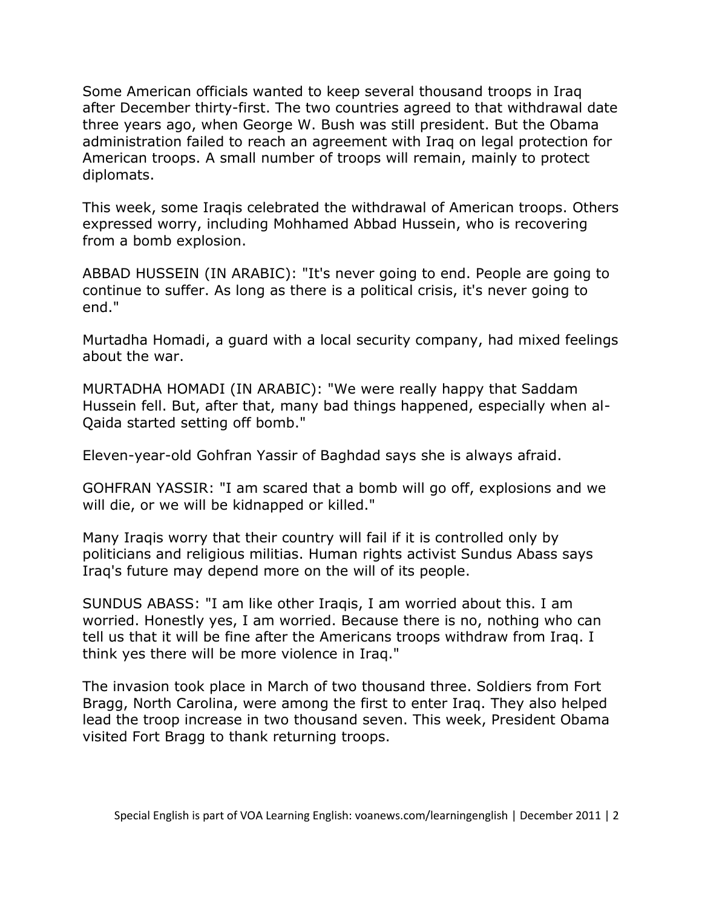Some American officials wanted to keep several thousand troops in Iraq after December thirty-first. The two countries agreed to that withdrawal date three years ago, when George W. Bush was still president. But the Obama administration failed to reach an agreement with Iraq on legal protection for American troops. A small number of troops will remain, mainly to protect diplomats.

This week, some Iraqis celebrated the withdrawal of American troops. Others expressed worry, including Mohhamed Abbad Hussein, who is recovering from a bomb explosion.

ABBAD HUSSEIN (IN ARABIC): "It's never going to end. People are going to continue to suffer. As long as there is a political crisis, it's never going to end."

Murtadha Homadi, a guard with a local security company, had mixed feelings about the war.

MURTADHA HOMADI (IN ARABIC): "We were really happy that Saddam Hussein fell. But, after that, many bad things happened, especially when al-Qaida started setting off bomb."

Eleven-year-old Gohfran Yassir of Baghdad says she is always afraid.

GOHFRAN YASSIR: "I am scared that a bomb will go off, explosions and we will die, or we will be kidnapped or killed."

Many Iraqis worry that their country will fail if it is controlled only by politicians and religious militias. Human rights activist Sundus Abass says Iraq's future may depend more on the will of its people.

SUNDUS ABASS: "I am like other Iraqis, I am worried about this. I am worried. Honestly yes, I am worried. Because there is no, nothing who can tell us that it will be fine after the Americans troops withdraw from Iraq. I think yes there will be more violence in Iraq."

The invasion took place in March of two thousand three. Soldiers from Fort Bragg, North Carolina, were among the first to enter Iraq. They also helped lead the troop increase in two thousand seven. This week, President Obama visited Fort Bragg to thank returning troops.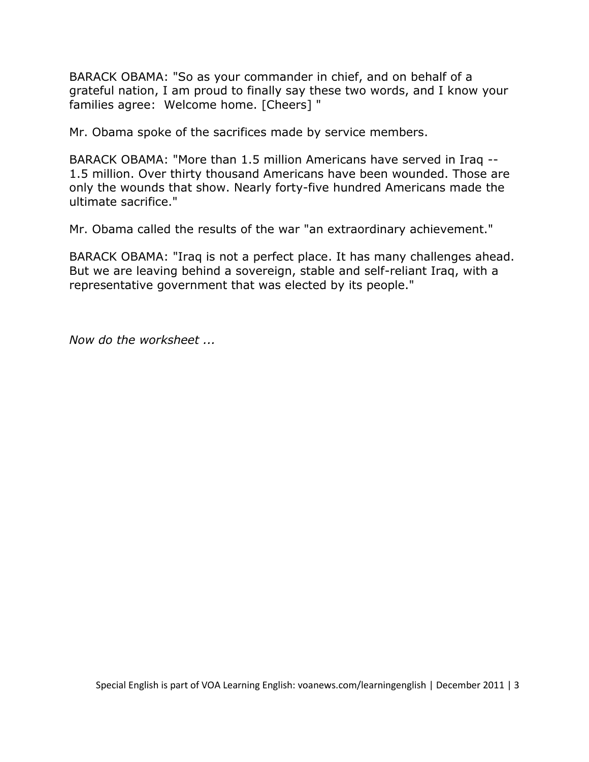BARACK OBAMA: "So as your commander in chief, and on behalf of a grateful nation, I am proud to finally say these two words, and I know your families agree:  Welcome home. [Cheers] "

Mr. Obama spoke of the sacrifices made by service members.

BARACK OBAMA: "More than 1.5 million Americans have served in Iraq -- 1.5 million. Over thirty thousand Americans have been wounded. Those are only the wounds that show. Nearly forty-five hundred Americans made the ultimate sacrifice."

Mr. Obama called the results of the war "an extraordinary achievement."

BARACK OBAMA: "Iraq is not a perfect place. It has many challenges ahead. But we are leaving behind a sovereign, stable and self-reliant Iraq, with a representative government that was elected by its people."

*Now do the worksheet ...*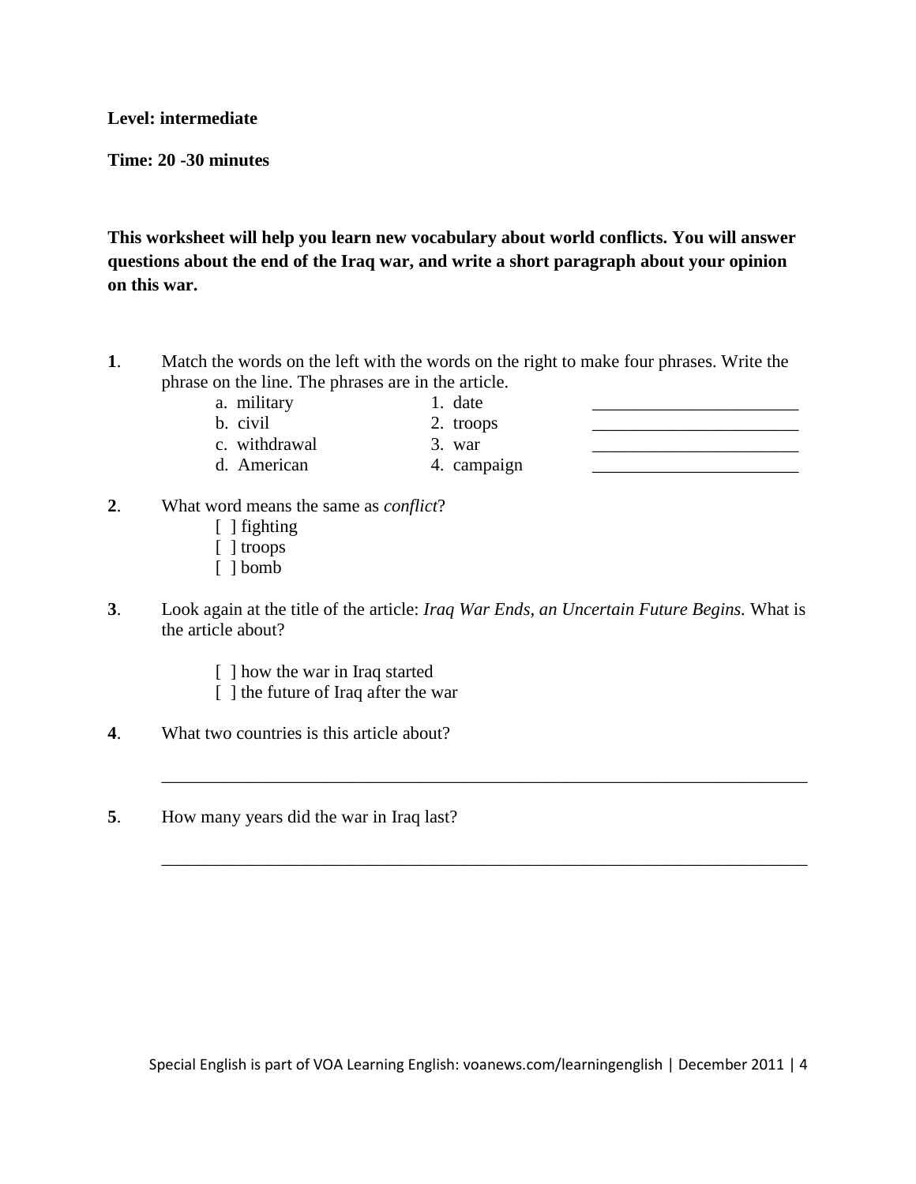**Level: intermediate**

**Time: 20 -30 minutes**

**This worksheet will help you learn new vocabulary about world conflicts. You will answer questions about the end of the Iraq war, and write a short paragraph about your opinion on this war.**

**1**. Match the words on the left with the words on the right to make four phrases. Write the phrase on the line. The phrases are in the article.

| | | |
|---|---|---|
| a. military | 1. date | _______________________ |
| b. civil | 2. troops | _______________________ |
| c. withdrawal | 3. war | _______________________ |
| d. American | 4. campaign | _______________________ |

**2**. What word means the same as *conflict*?

[ ] fighting
[ ] troops
[ ] bomb

**3**. Look again at the title of the article: *Iraq War Ends, an Uncertain Future Begins.* What is the article about?

[ ] how the war in Iraq started
[ ] the future of Iraq after the war

**4**. What two countries is this article about?

_________________________________________________________________________

**5**. How many years did the war in Iraq last?

_________________________________________________________________________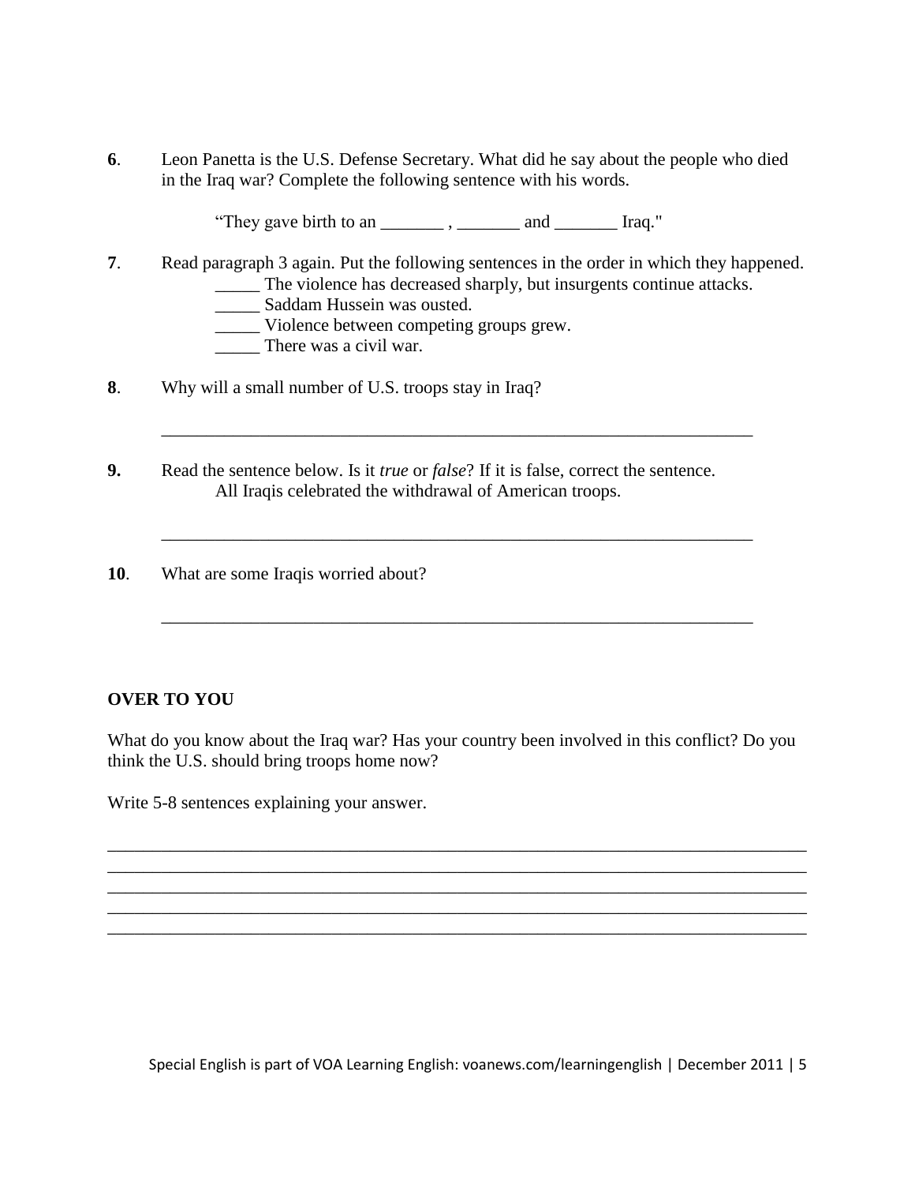**6**. Leon Panetta is the U.S. Defense Secretary. What did he say about the people who died in the Iraq war? Complete the following sentence with his words.

"They gave birth to an _______ , _______ and _______ Iraq."

**7**. Read paragraph 3 again. Put the following sentences in the order in which they happened.

_____ The violence has decreased sharply, but insurgents continue attacks.
_____ Saddam Hussein was ousted.
_____ Violence between competing groups grew.
_____ There was a civil war.

**8**. Why will a small number of U.S. troops stay in Iraq?

____________________________________________________________________

**9.** Read the sentence below. Is it *true* or *false*? If it is false, correct the sentence.

All Iraqis celebrated the withdrawal of American troops.

____________________________________________________________________

**10**. What are some Iraqis worried about?

____________________________________________________________________

**OVER TO YOU**

What do you know about the Iraq war? Has your country been involved in this conflict? Do you think the U.S. should bring troops home now?

Write 5-8 sentences explaining your answer.

________________________________________________________________________________
________________________________________________________________________________
________________________________________________________________________________
________________________________________________________________________________
________________________________________________________________________________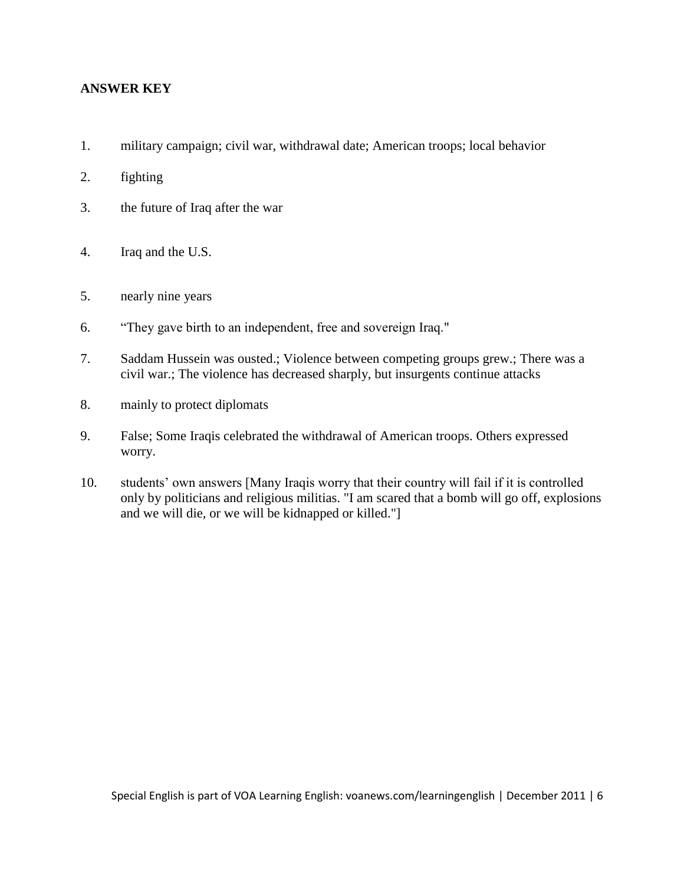**ANSWER KEY**

1. military campaign; civil war, withdrawal date; American troops; local behavior

2. fighting

3. the future of Iraq after the war

4. Iraq and the U.S.

5. nearly nine years

6. “They gave birth to an independent, free and sovereign Iraq."

7. Saddam Hussein was ousted.; Violence between competing groups grew.; There was a civil war.; The violence has decreased sharply, but insurgents continue attacks

8. mainly to protect diplomats

9. False; Some Iraqis celebrated the withdrawal of American troops. Others expressed worry.

10. students’ own answers [Many Iraqis worry that their country will fail if it is controlled only by politicians and religious militias. "I am scared that a bomb will go off, explosions and we will die, or we will be kidnapped or killed."]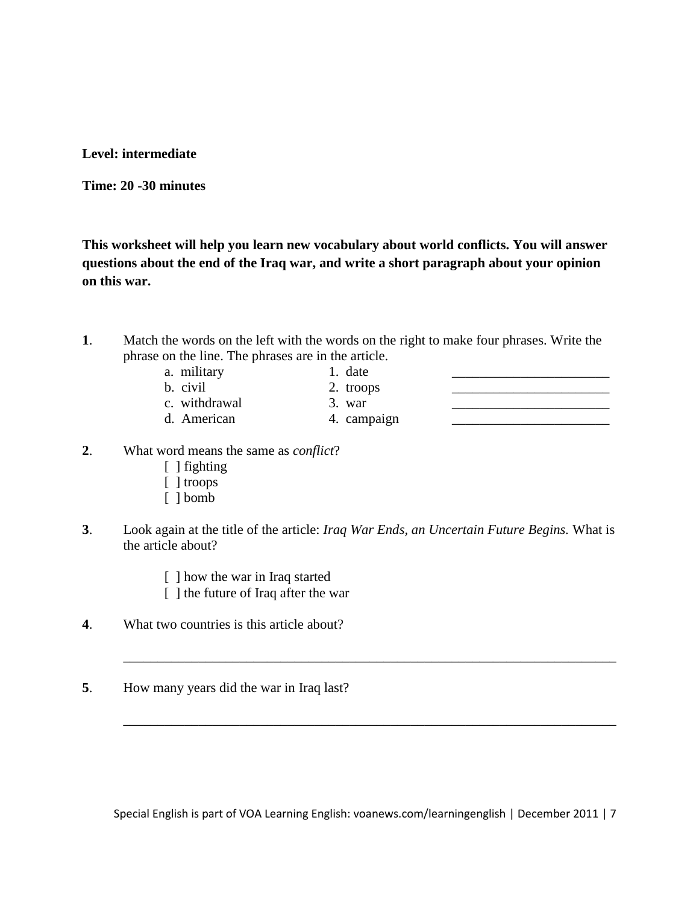**Level: intermediate**

**Time: 20 -30 minutes**

**This worksheet will help you learn new vocabulary about world conflicts. You will answer questions about the end of the Iraq war, and write a short paragraph about your opinion on this war.**

**1**. Match the words on the left with the words on the right to make four phrases. Write the phrase on the line. The phrases are in the article.

| | | |
|---|---|---|
| a. military | 1. date | _______________________ |
| b. civil | 2. troops | _______________________ |
| c. withdrawal | 3. war | _______________________ |
| d. American | 4. campaign | _______________________ |

**2**. What word means the same as *conflict*?

[ ] fighting
[ ] troops
[ ] bomb

**3**. Look again at the title of the article: *Iraq War Ends, an Uncertain Future Begins.* What is the article about?

[ ] how the war in Iraq started
[ ] the future of Iraq after the war

**4**. What two countries is this article about?

_____________________________________________________________________________

**5**. How many years did the war in Iraq last?

_____________________________________________________________________________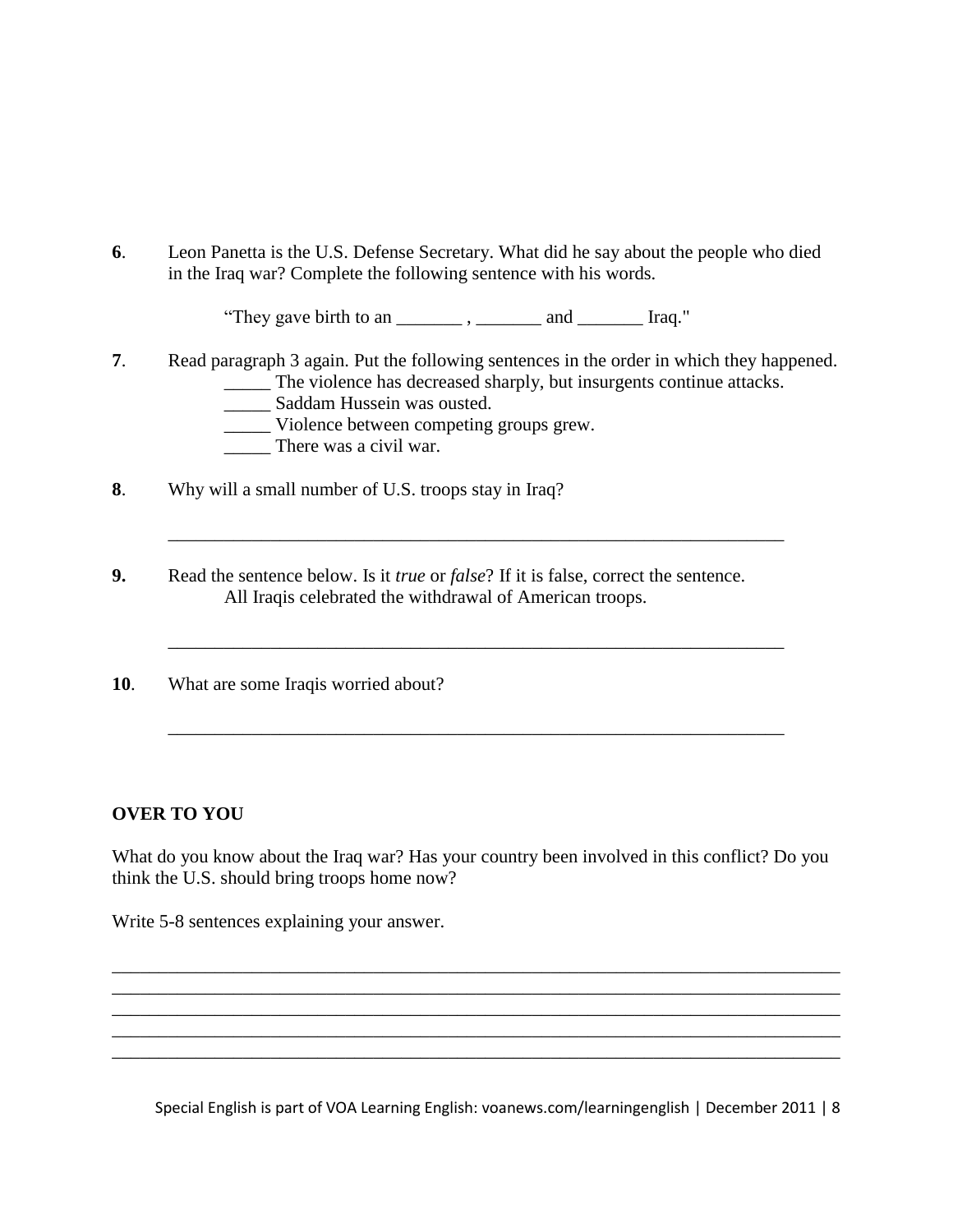**6**. Leon Panetta is the U.S. Defense Secretary. What did he say about the people who died in the Iraq war? Complete the following sentence with his words.

"They gave birth to an _______ , _______ and _______ Iraq."

**7**. Read paragraph 3 again. Put the following sentences in the order in which they happened.

_____ The violence has decreased sharply, but insurgents continue attacks.
_____ Saddam Hussein was ousted.
_____ Violence between competing groups grew.
_____ There was a civil war.

**8**. Why will a small number of U.S. troops stay in Iraq?

____________________________________________________________________

**9.** Read the sentence below. Is it *true* or *false*? If it is false, correct the sentence.
All Iraqis celebrated the withdrawal of American troops.

____________________________________________________________________

**10**. What are some Iraqis worried about?

____________________________________________________________________

**OVER TO YOU**

What do you know about the Iraq war? Has your country been involved in this conflict? Do you think the U.S. should bring troops home now?

Write 5-8 sentences explaining your answer.

________________________________________________________________________________
________________________________________________________________________________
________________________________________________________________________________
________________________________________________________________________________
________________________________________________________________________________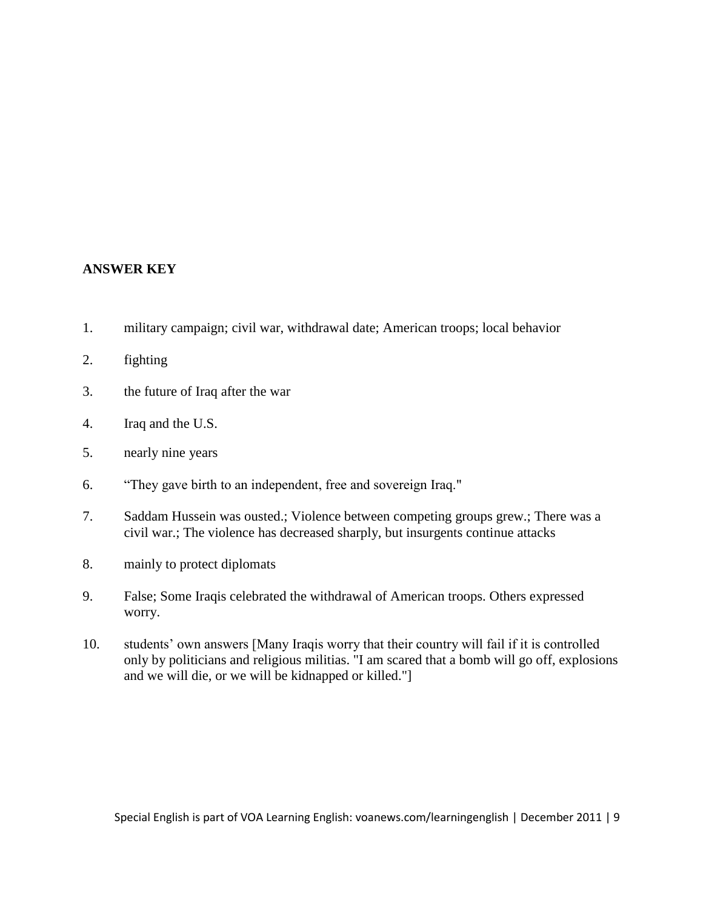**ANSWER KEY**

1. military campaign; civil war, withdrawal date; American troops; local behavior
2. fighting
3. the future of Iraq after the war
4. Iraq and the U.S.
5. nearly nine years
6. "They gave birth to an independent, free and sovereign Iraq."
7. Saddam Hussein was ousted.; Violence between competing groups grew.; There was a civil war.; The violence has decreased sharply, but insurgents continue attacks
8. mainly to protect diplomats
9. False; Some Iraqis celebrated the withdrawal of American troops. Others expressed worry.
10. students' own answers [Many Iraqis worry that their country will fail if it is controlled only by politicians and religious militias. "I am scared that a bomb will go off, explosions and we will die, or we will be kidnapped or killed."]